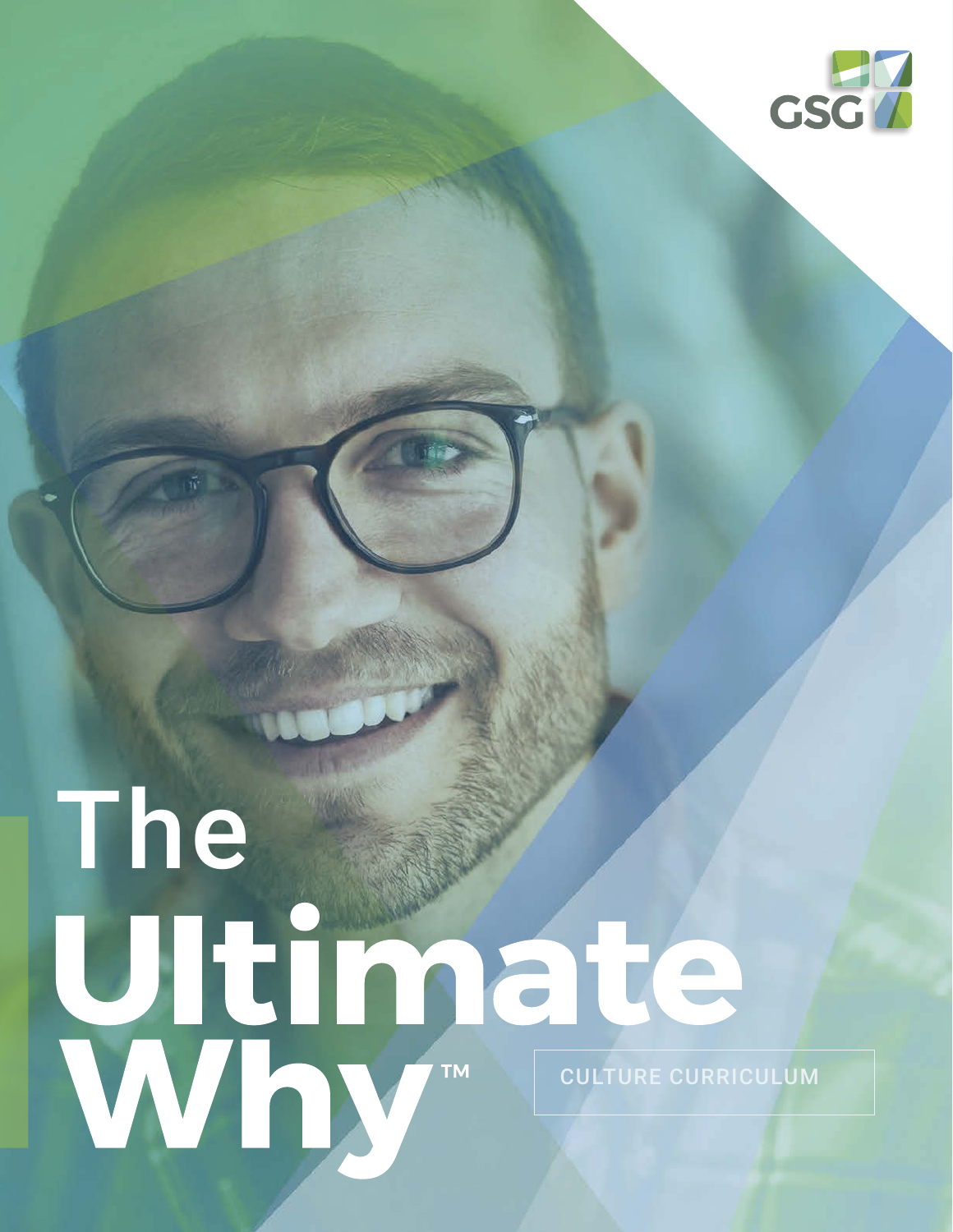GSG

# The Ultimate Why™

CULTURE CURRICULUM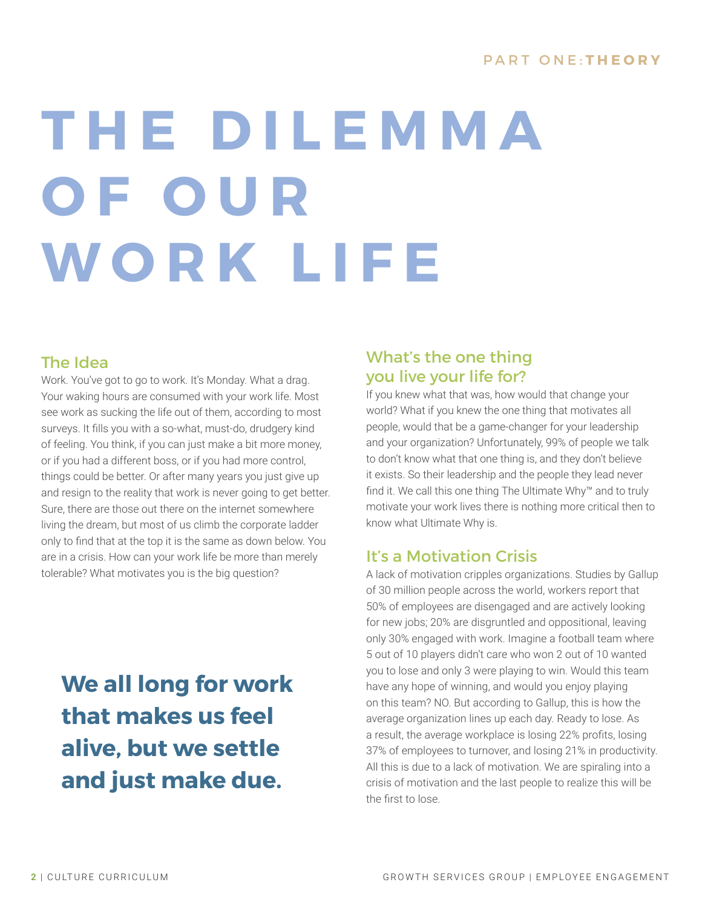# THE DILEMMA OF OUR WORK LIFE

## The Idea

Work. You've got to go to work. It's Monday. What a drag. Your waking hours are consumed with your work life. Most see work as sucking the life out of them, according to most surveys. It fills you with a so-what, must-do, drudgery kind of feeling. You think, if you can just make a bit more money, or if you had a different boss, or if you had more control, things could be better. Or after many years you just give up and resign to the reality that work is never going to get better. Sure, there are those out there on the internet somewhere living the dream, but most of us climb the corporate ladder only to find that at the top it is the same as down below. You are in a crisis. How can your work life be more than merely tolerable? What motivates you is the big question?

**We all long for work that makes us feel alive, but we settle and just make due.**

## What's the one thing you live your life for?

If you knew what that was, how would that change your world? What if you knew the one thing that motivates all people, would that be a game-changer for your leadership and your organization? Unfortunately, 99% of people we talk to don't know what that one thing is, and they don't believe it exists. So their leadership and the people they lead never find it. We call this one thing The Ultimate Why™ and to truly motivate your work lives there is nothing more critical then to know what Ultimate Why is.

## It's a Motivation Crisis

A lack of motivation cripples organizations. Studies by Gallup of 30 million people across the world, workers report that 50% of employees are disengaged and are actively looking for new jobs; 20% are disgruntled and oppositional, leaving only 30% engaged with work. Imagine a football team where 5 out of 10 players didn't care who won 2 out of 10 wanted you to lose and only 3 were playing to win. Would this team have any hope of winning, and would you enjoy playing on this team? NO. But according to Gallup, this is how the average organization lines up each day. Ready to lose. As a result, the average workplace is losing 22% profits, losing 37% of employees to turnover, and losing 21% in productivity. All this is due to a lack of motivation. We are spiraling into a crisis of motivation and the last people to realize this will be the first to lose.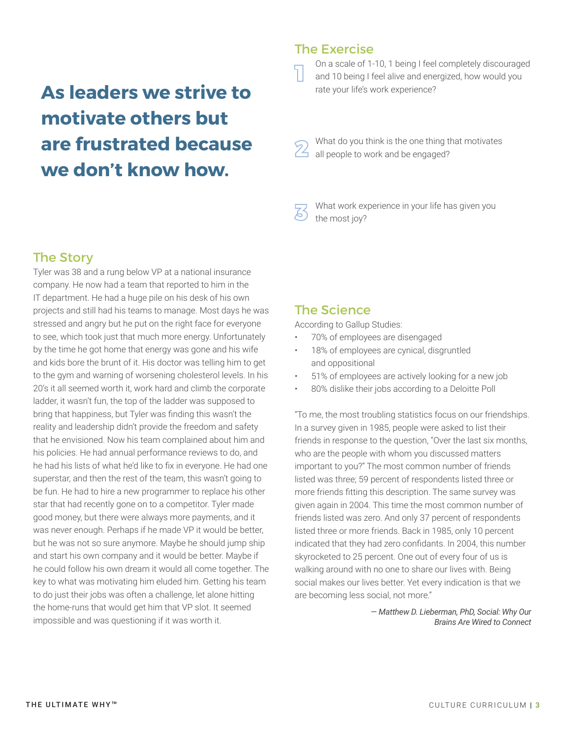# As leaders we strive to motivate others but are frustrated because we don't know how.

## The Exercise

1. On a scale of 1-10, 1 being I feel completely discouraged and 10 being I feel alive and energized, how would you rate your life's work experience?

2. What do you think is the one thing that motivates all people to work and be engaged?

3. What work experience in your life has given you the most joy?

## The Story

Tyler was 38 and a rung below VP at a national insurance company. He now had a team that reported to him in the IT department. He had a huge pile on his desk of his own projects and still had his teams to manage. Most days he was stressed and angry but he put on the right face for everyone to see, which took just that much more energy. Unfortunately by the time he got home that energy was gone and his wife and kids bore the brunt of it. His doctor was telling him to get to the gym and warning of worsening cholesterol levels. In his 20's it all seemed worth it, work hard and climb the corporate ladder, it wasn't fun, the top of the ladder was supposed to bring that happiness, but Tyler was finding this wasn't the reality and leadership didn't provide the freedom and safety that he envisioned. Now his team complained about him and his policies. He had annual performance reviews to do, and he had his lists of what he'd like to fix in everyone. He had one superstar, and then the rest of the team, this wasn't going to be fun. He had to hire a new programmer to replace his other star that had recently gone on to a competitor. Tyler made good money, but there were always more payments, and it was never enough. Perhaps if he made VP it would be better, but he was not so sure anymore. Maybe he should jump ship and start his own company and it would be better. Maybe if he could follow his own dream it would all come together. The key to what was motivating him eluded him. Getting his team to do just their jobs was often a challenge, let alone hitting the home-runs that would get him that VP slot. It seemed impossible and was questioning if it was worth it.

## The Science

According to Gallup Studies:

- 70% of employees are disengaged
- 18% of employees are cynical, disgruntled and oppositional
- 51% of employees are actively looking for a new job
- 80% dislike their jobs according to a Deloitte Poll

"To me, the most troubling statistics focus on our friendships. In a survey given in 1985, people were asked to list their friends in response to the question, "Over the last six months, who are the people with whom you discussed matters important to you?" The most common number of friends listed was three; 59 percent of respondents listed three or more friends fitting this description. The same survey was given again in 2004. This time the most common number of friends listed was zero. And only 37 percent of respondents listed three or more friends. Back in 1985, only 10 percent indicated that they had zero confidants. In 2004, this number skyrocketed to 25 percent. One out of every four of us is walking around with no one to share our lives with. Being social makes our lives better. Yet every indication is that we are becoming less social, not more."

*— Matthew D. Lieberman, PhD, Social: Why Our Brains Are Wired to Connect*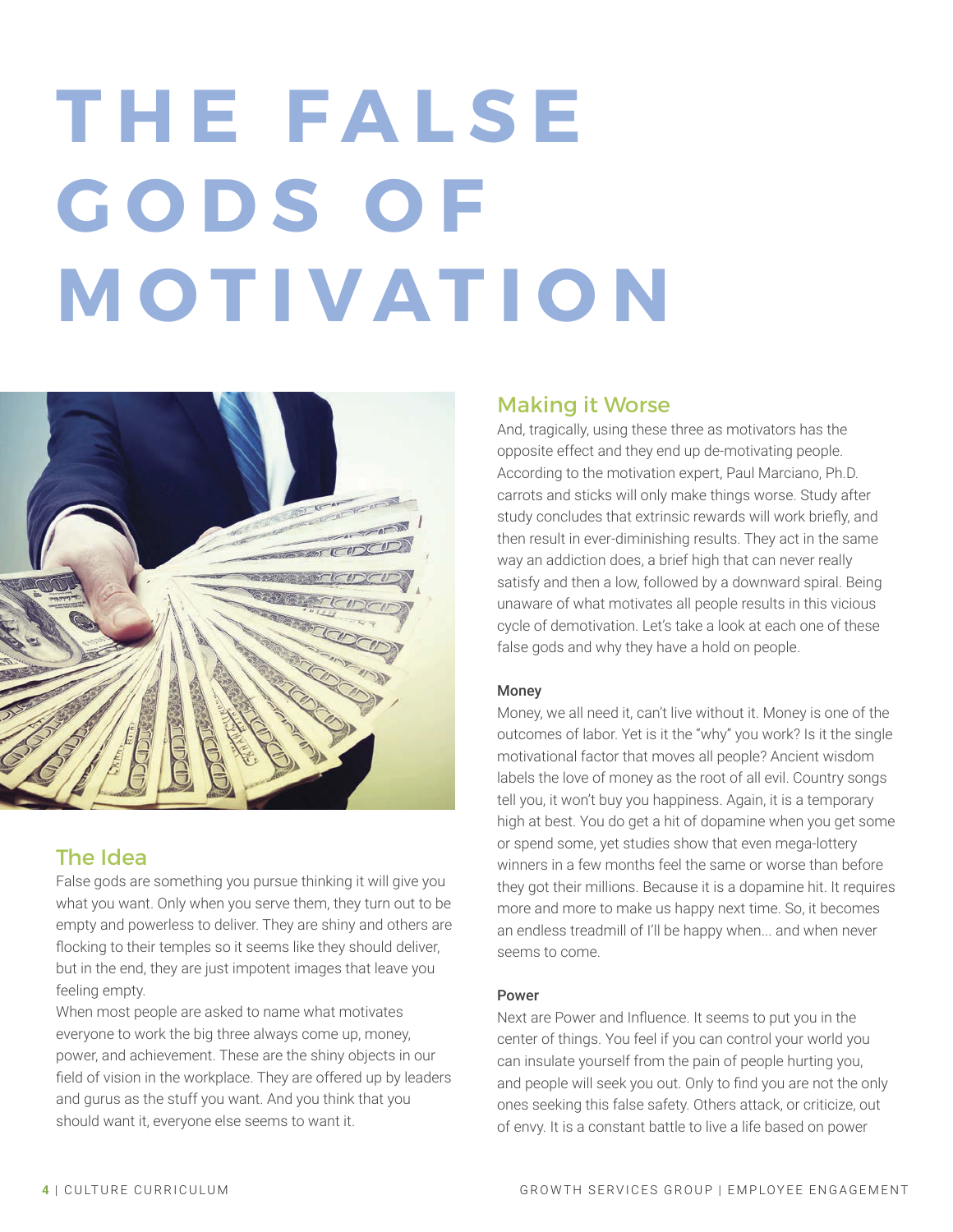# THE FALSE GODS OF MOTIVATION

## The Idea

False gods are something you pursue thinking it will give you what you want. Only when you serve them, they turn out to be empty and powerless to deliver. They are shiny and others are flocking to their temples so it seems like they should deliver, but in the end, they are just impotent images that leave you feeling empty.

When most people are asked to name what motivates everyone to work the big three always come up, money, power, and achievement. These are the shiny objects in our field of vision in the workplace. They are offered up by leaders and gurus as the stuff you want. And you think that you should want it, everyone else seems to want it.

## Making it Worse

And, tragically, using these three as motivators has the opposite effect and they end up de-motivating people. According to the motivation expert, Paul Marciano, Ph.D. carrots and sticks will only make things worse. Study after study concludes that extrinsic rewards will work briefly, and then result in ever-diminishing results. They act in the same way an addiction does, a brief high that can never really satisfy and then a low, followed by a downward spiral. Being unaware of what motivates all people results in this vicious cycle of demotivation. Let's take a look at each one of these false gods and why they have a hold on people.

### Money

Money, we all need it, can't live without it. Money is one of the outcomes of labor. Yet is it the "why" you work? Is it the single motivational factor that moves all people? Ancient wisdom labels the love of money as the root of all evil. Country songs tell you, it won't buy you happiness. Again, it is a temporary high at best. You do get a hit of dopamine when you get some or spend some, yet studies show that even mega-lottery winners in a few months feel the same or worse than before they got their millions. Because it is a dopamine hit. It requires more and more to make us happy next time. So, it becomes an endless treadmill of I'll be happy when... and when never seems to come.

### Power

Next are Power and Influence. It seems to put you in the center of things. You feel if you can control your world you can insulate yourself from the pain of people hurting you, and people will seek you out. Only to find you are not the only ones seeking this false safety. Others attack, or criticize, out of envy. It is a constant battle to live a life based on power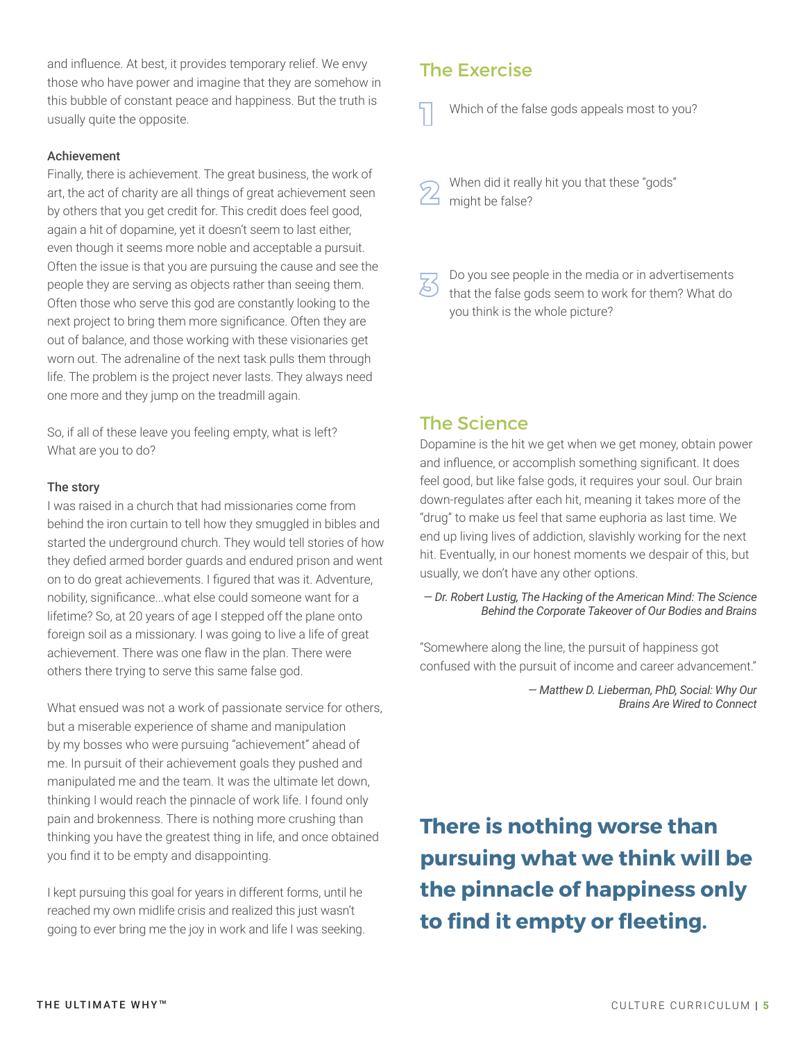and influence. At best, it provides temporary relief. We envy those who have power and imagine that they are somehow in this bubble of constant peace and happiness. But the truth is usually quite the opposite.

### Achievement

Finally, there is achievement. The great business, the work of art, the act of charity are all things of great achievement seen by others that you get credit for. This credit does feel good, again a hit of dopamine, yet it doesn't seem to last either, even though it seems more noble and acceptable a pursuit. Often the issue is that you are pursuing the cause and see the people they are serving as objects rather than seeing them. Often those who serve this god are constantly looking to the next project to bring them more significance. Often they are out of balance, and those working with these visionaries get worn out. The adrenaline of the next task pulls them through life. The problem is the project never lasts. They always need one more and they jump on the treadmill again.

So, if all of these leave you feeling empty, what is left? What are you to do?

### The story

I was raised in a church that had missionaries come from behind the iron curtain to tell how they smuggled in bibles and started the underground church. They would tell stories of how they defied armed border guards and endured prison and went on to do great achievements. I figured that was it. Adventure, nobility, significance...what else could someone want for a lifetime? So, at 20 years of age I stepped off the plane onto foreign soil as a missionary. I was going to live a life of great achievement. There was one flaw in the plan. There were others there trying to serve this same false god.

What ensued was not a work of passionate service for others, but a miserable experience of shame and manipulation by my bosses who were pursuing "achievement" ahead of me. In pursuit of their achievement goals they pushed and manipulated me and the team. It was the ultimate let down, thinking I would reach the pinnacle of work life. I found only pain and brokenness. There is nothing more crushing than thinking you have the greatest thing in life, and once obtained you find it to be empty and disappointing.

I kept pursuing this goal for years in different forms, until he reached my own midlife crisis and realized this just wasn't going to ever bring me the joy in work and life I was seeking.

## The Exercise

1. Which of the false gods appeals most to you?

2. When did it really hit you that these "gods" might be false?

3. Do you see people in the media or in advertisements that the false gods seem to work for them? What do you think is the whole picture?

## The Science

Dopamine is the hit we get when we get money, obtain power and influence, or accomplish something significant. It does feel good, but like false gods, it requires your soul. Our brain down-regulates after each hit, meaning it takes more of the "drug" to make us feel that same euphoria as last time. We end up living lives of addiction, slavishly working for the next hit. Eventually, in our honest moments we despair of this, but usually, we don't have any other options.

*— Dr. Robert Lustig, The Hacking of the American Mind: The Science Behind the Corporate Takeover of Our Bodies and Brains*

"Somewhere along the line, the pursuit of happiness got confused with the pursuit of income and career advancement."

*— Matthew D. Lieberman, PhD, Social: Why Our Brains Are Wired to Connect*

**There is nothing worse than pursuing what we think will be the pinnacle of happiness only to find it empty or fleeting.**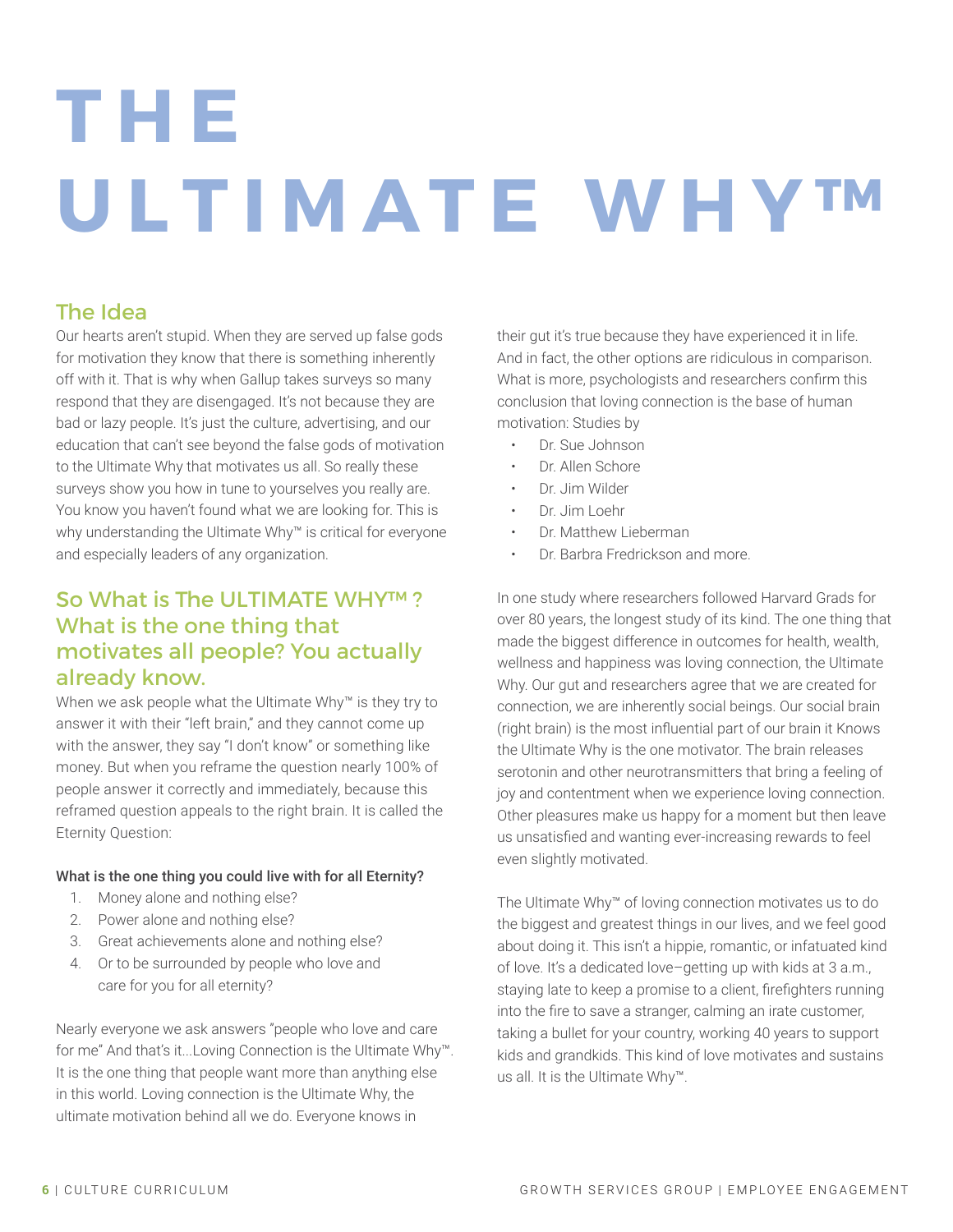# THE ULTIMATE WHY™

## The Idea

Our hearts aren't stupid. When they are served up false gods for motivation they know that there is something inherently off with it. That is why when Gallup takes surveys so many respond that they are disengaged. It's not because they are bad or lazy people. It's just the culture, advertising, and our education that can't see beyond the false gods of motivation to the Ultimate Why that motivates us all. So really these surveys show you how in tune to yourselves you really are. You know you haven't found what we are looking for. This is why understanding the Ultimate Why™ is critical for everyone and especially leaders of any organization.

## So What is The ULTIMATE WHY™ ? What is the one thing that motivates all people? You actually already know.

When we ask people what the Ultimate Why™ is they try to answer it with their "left brain," and they cannot come up with the answer, they say "I don't know" or something like money. But when you reframe the question nearly 100% of people answer it correctly and immediately, because this reframed question appeals to the right brain. It is called the Eternity Question:

**What is the one thing you could live with for all Eternity?**

1. Money alone and nothing else?
2. Power alone and nothing else?
3. Great achievements alone and nothing else?
4. Or to be surrounded by people who love and care for you for all eternity?

Nearly everyone we ask answers "people who love and care for me" And that's it...Loving Connection is the Ultimate Why™. It is the one thing that people want more than anything else in this world. Loving connection is the Ultimate Why, the ultimate motivation behind all we do. Everyone knows in their gut it's true because they have experienced it in life. And in fact, the other options are ridiculous in comparison. What is more, psychologists and researchers confirm this conclusion that loving connection is the base of human motivation: Studies by

- Dr. Sue Johnson
- Dr. Allen Schore
- Dr. Jim Wilder
- Dr. Jim Loehr
- Dr. Matthew Lieberman
- Dr. Barbra Fredrickson and more.

In one study where researchers followed Harvard Grads for over 80 years, the longest study of its kind. The one thing that made the biggest difference in outcomes for health, wealth, wellness and happiness was loving connection, the Ultimate Why. Our gut and researchers agree that we are created for connection, we are inherently social beings. Our social brain (right brain) is the most influential part of our brain it Knows the Ultimate Why is the one motivator. The brain releases serotonin and other neurotransmitters that bring a feeling of joy and contentment when we experience loving connection. Other pleasures make us happy for a moment but then leave us unsatisfied and wanting ever-increasing rewards to feel even slightly motivated.

The Ultimate Why™ of loving connection motivates us to do the biggest and greatest things in our lives, and we feel good about doing it. This isn't a hippie, romantic, or infatuated kind of love. It's a dedicated love–getting up with kids at 3 a.m., staying late to keep a promise to a client, firefighters running into the fire to save a stranger, calming an irate customer, taking a bullet for your country, working 40 years to support kids and grandkids. This kind of love motivates and sustains us all. It is the Ultimate Why™.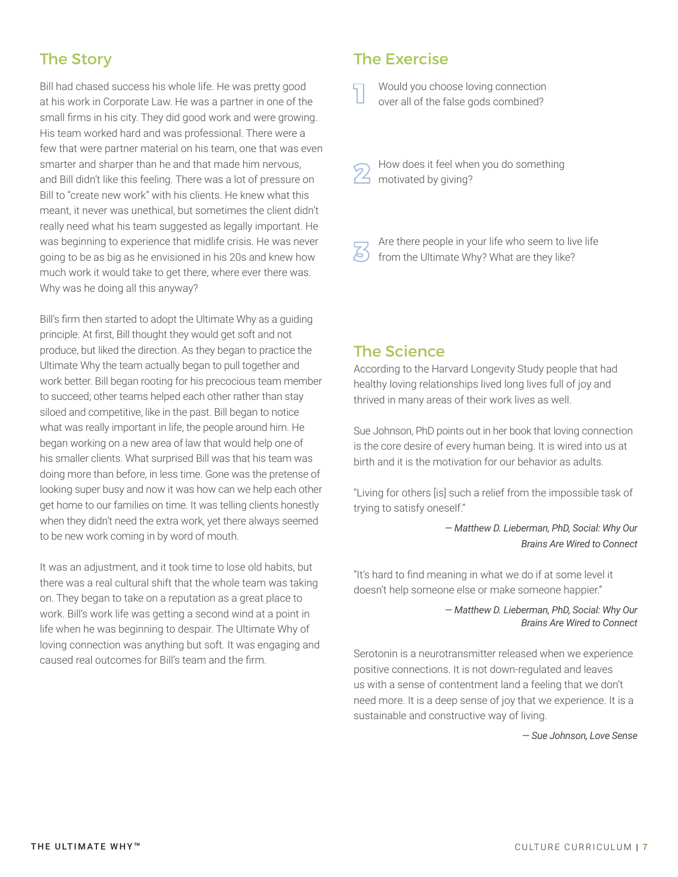## The Story

Bill had chased success his whole life. He was pretty good at his work in Corporate Law. He was a partner in one of the small firms in his city. They did good work and were growing. His team worked hard and was professional. There were a few that were partner material on his team, one that was even smarter and sharper than he and that made him nervous, and Bill didn't like this feeling. There was a lot of pressure on Bill to "create new work" with his clients. He knew what this meant, it never was unethical, but sometimes the client didn't really need what his team suggested as legally important. He was beginning to experience that midlife crisis. He was never going to be as big as he envisioned in his 20s and knew how much work it would take to get there, where ever there was. Why was he doing all this anyway?

Bill's firm then started to adopt the Ultimate Why as a guiding principle. At first, Bill thought they would get soft and not produce, but liked the direction. As they began to practice the Ultimate Why the team actually began to pull together and work better. Bill began rooting for his precocious team member to succeed; other teams helped each other rather than stay siloed and competitive, like in the past. Bill began to notice what was really important in life, the people around him. He began working on a new area of law that would help one of his smaller clients. What surprised Bill was that his team was doing more than before, in less time. Gone was the pretense of looking super busy and now it was how can we help each other get home to our families on time. It was telling clients honestly when they didn't need the extra work, yet there always seemed to be new work coming in by word of mouth.

It was an adjustment, and it took time to lose old habits, but there was a real cultural shift that the whole team was taking on. They began to take on a reputation as a great place to work. Bill's work life was getting a second wind at a point in life when he was beginning to despair. The Ultimate Why of loving connection was anything but soft. It was engaging and caused real outcomes for Bill's team and the firm.

## The Exercise

1. Would you choose loving connection over all of the false gods combined?

2. How does it feel when you do something motivated by giving?

3. Are there people in your life who seem to live life from the Ultimate Why? What are they like?

## The Science

According to the Harvard Longevity Study people that had healthy loving relationships lived long lives full of joy and thrived in many areas of their work lives as well.

Sue Johnson, PhD points out in her book that loving connection is the core desire of every human being. It is wired into us at birth and it is the motivation for our behavior as adults.

"Living for others [is] such a relief from the impossible task of trying to satisfy oneself."

*— Matthew D. Lieberman, PhD, Social: Why Our Brains Are Wired to Connect*

"It's hard to find meaning in what we do if at some level it doesn't help someone else or make someone happier."

*— Matthew D. Lieberman, PhD, Social: Why Our Brains Are Wired to Connect*

Serotonin is a neurotransmitter released when we experience positive connections. It is not down-regulated and leaves us with a sense of contentment land a feeling that we don't need more. It is a deep sense of joy that we experience. It is a sustainable and constructive way of living.

*— Sue Johnson, Love Sense*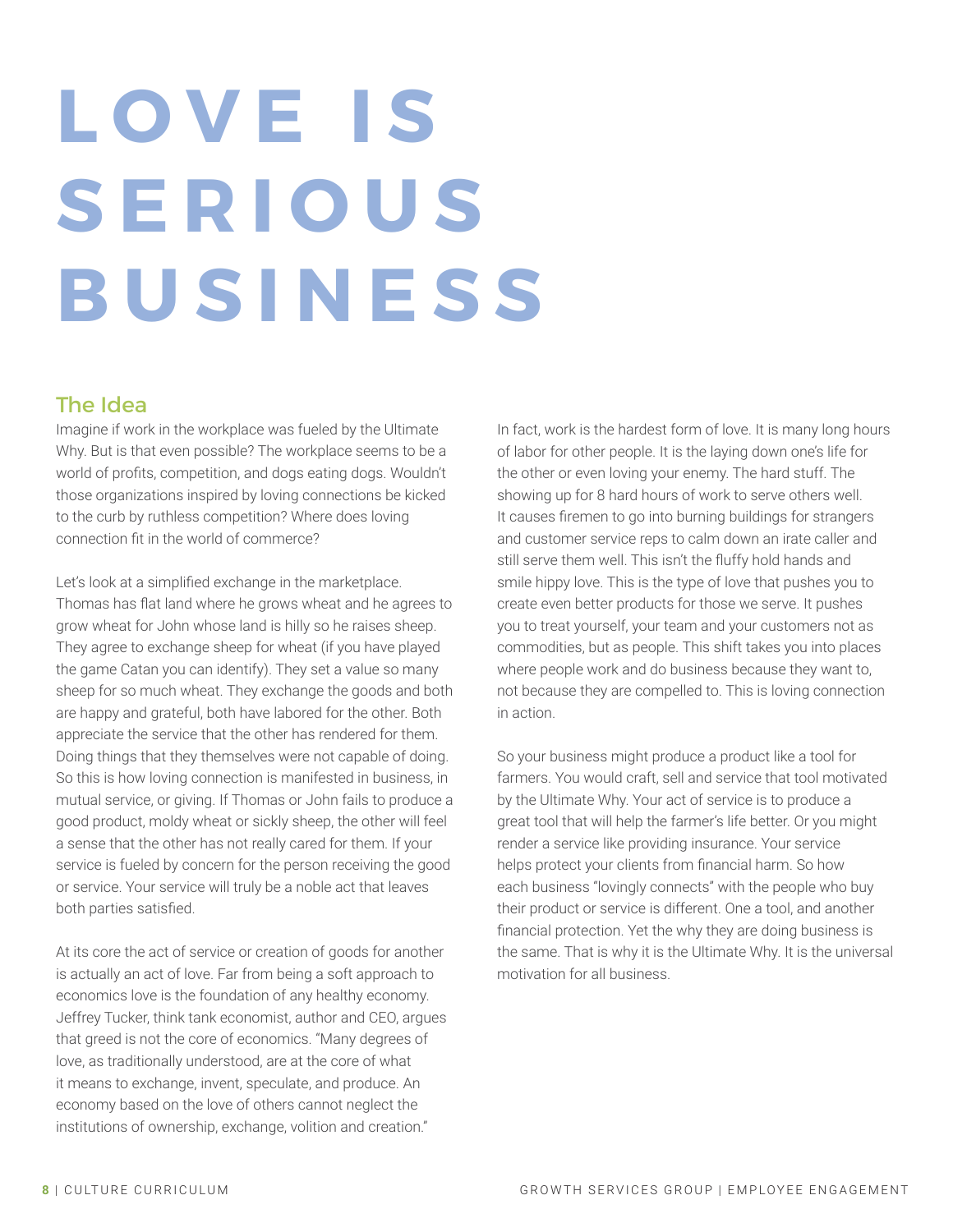# LOVE IS SERIOUS BUSINESS

## The Idea

Imagine if work in the workplace was fueled by the Ultimate Why. But is that even possible? The workplace seems to be a world of profits, competition, and dogs eating dogs. Wouldn't those organizations inspired by loving connections be kicked to the curb by ruthless competition? Where does loving connection fit in the world of commerce?

Let's look at a simplified exchange in the marketplace. Thomas has flat land where he grows wheat and he agrees to grow wheat for John whose land is hilly so he raises sheep. They agree to exchange sheep for wheat (if you have played the game Catan you can identify). They set a value so many sheep for so much wheat. They exchange the goods and both are happy and grateful, both have labored for the other. Both appreciate the service that the other has rendered for them. Doing things that they themselves were not capable of doing. So this is how loving connection is manifested in business, in mutual service, or giving. If Thomas or John fails to produce a good product, moldy wheat or sickly sheep, the other will feel a sense that the other has not really cared for them. If your service is fueled by concern for the person receiving the good or service. Your service will truly be a noble act that leaves both parties satisfied.

At its core the act of service or creation of goods for another is actually an act of love. Far from being a soft approach to economics love is the foundation of any healthy economy. Jeffrey Tucker, think tank economist, author and CEO, argues that greed is not the core of economics. "Many degrees of love, as traditionally understood, are at the core of what it means to exchange, invent, speculate, and produce. An economy based on the love of others cannot neglect the institutions of ownership, exchange, volition and creation."

In fact, work is the hardest form of love. It is many long hours of labor for other people. It is the laying down one's life for the other or even loving your enemy. The hard stuff. The showing up for 8 hard hours of work to serve others well. It causes firemen to go into burning buildings for strangers and customer service reps to calm down an irate caller and still serve them well. This isn't the fluffy hold hands and smile hippy love. This is the type of love that pushes you to create even better products for those we serve. It pushes you to treat yourself, your team and your customers not as commodities, but as people. This shift takes you into places where people work and do business because they want to, not because they are compelled to. This is loving connection in action.

So your business might produce a product like a tool for farmers. You would craft, sell and service that tool motivated by the Ultimate Why. Your act of service is to produce a great tool that will help the farmer's life better. Or you might render a service like providing insurance. Your service helps protect your clients from financial harm. So how each business "lovingly connects" with the people who buy their product or service is different. One a tool, and another financial protection. Yet the why they are doing business is the same. That is why it is the Ultimate Why. It is the universal motivation for all business.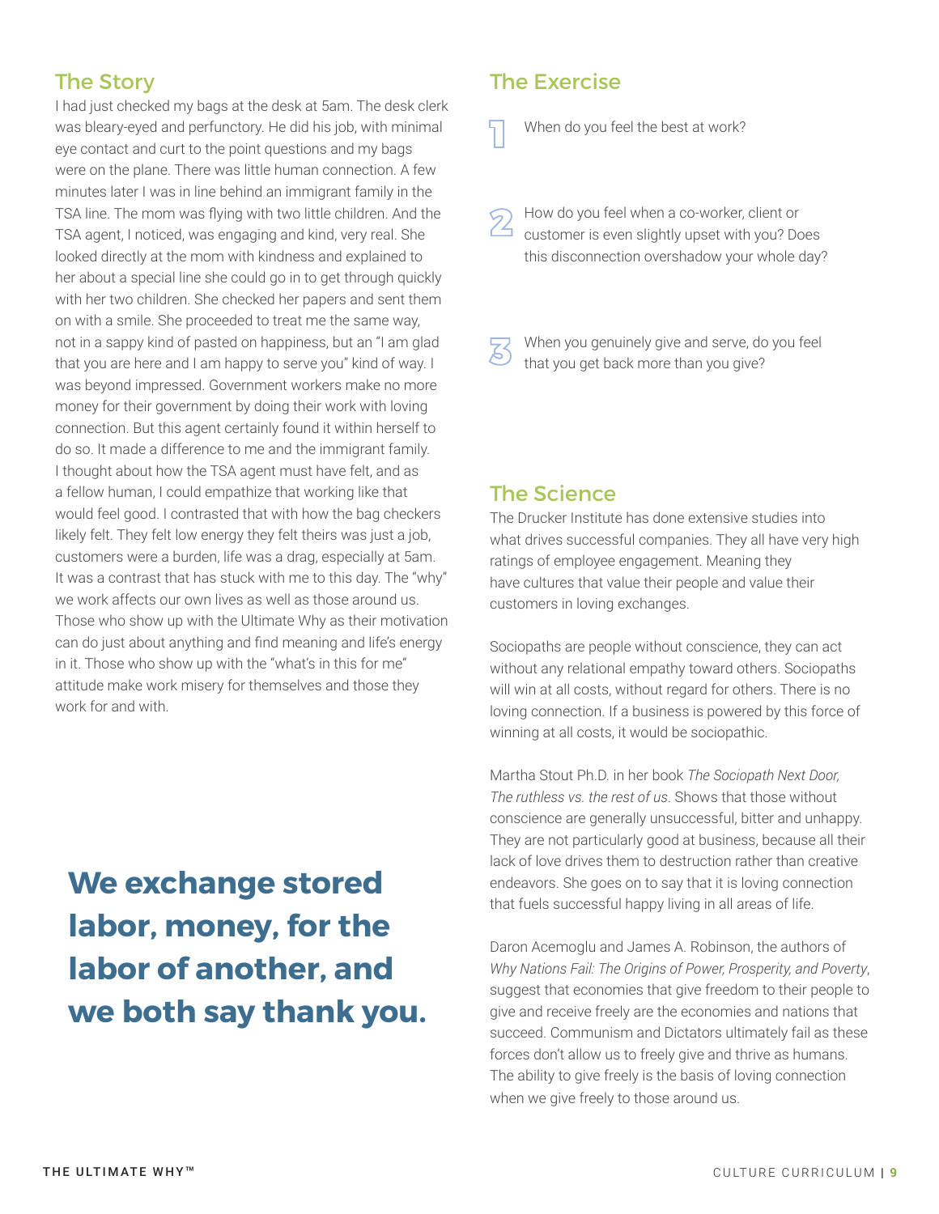## The Story

I had just checked my bags at the desk at 5am. The desk clerk was bleary-eyed and perfunctory. He did his job, with minimal eye contact and curt to the point questions and my bags were on the plane. There was little human connection. A few minutes later I was in line behind an immigrant family in the TSA line. The mom was flying with two little children. And the TSA agent, I noticed, was engaging and kind, very real. She looked directly at the mom with kindness and explained to her about a special line she could go in to get through quickly with her two children. She checked her papers and sent them on with a smile. She proceeded to treat me the same way, not in a sappy kind of pasted on happiness, but an "I am glad that you are here and I am happy to serve you" kind of way. I was beyond impressed. Government workers make no more money for their government by doing their work with loving connection. But this agent certainly found it within herself to do so. It made a difference to me and the immigrant family. I thought about how the TSA agent must have felt, and as a fellow human, I could empathize that working like that would feel good. I contrasted that with how the bag checkers likely felt. They felt low energy they felt theirs was just a job, customers were a burden, life was a drag, especially at 5am. It was a contrast that has stuck with me to this day. The "why" we work affects our own lives as well as those around us. Those who show up with the Ultimate Why as their motivation can do just about anything and find meaning and life's energy in it. Those who show up with the "what's in this for me" attitude make work misery for themselves and those they work for and with.

**We exchange stored labor, money, for the labor of another, and we both say thank you.**

## The Exercise

1. When do you feel the best at work?

2. How do you feel when a co-worker, client or customer is even slightly upset with you? Does this disconnection overshadow your whole day?

3. When you genuinely give and serve, do you feel that you get back more than you give?

## The Science

The Drucker Institute has done extensive studies into what drives successful companies. They all have very high ratings of employee engagement. Meaning they have cultures that value their people and value their customers in loving exchanges.

Sociopaths are people without conscience, they can act without any relational empathy toward others. Sociopaths will win at all costs, without regard for others. There is no loving connection. If a business is powered by this force of winning at all costs, it would be sociopathic.

Martha Stout Ph.D. in her book *The Sociopath Next Door, The ruthless vs. the rest of us*. Shows that those without conscience are generally unsuccessful, bitter and unhappy. They are not particularly good at business, because all their lack of love drives them to destruction rather than creative endeavors. She goes on to say that it is loving connection that fuels successful happy living in all areas of life.

Daron Acemoglu and James A. Robinson, the authors of *Why Nations Fail: The Origins of Power, Prosperity, and Poverty*, suggest that economies that give freedom to their people to give and receive freely are the economies and nations that succeed. Communism and Dictators ultimately fail as these forces don't allow us to freely give and thrive as humans. The ability to give freely is the basis of loving connection when we give freely to those around us.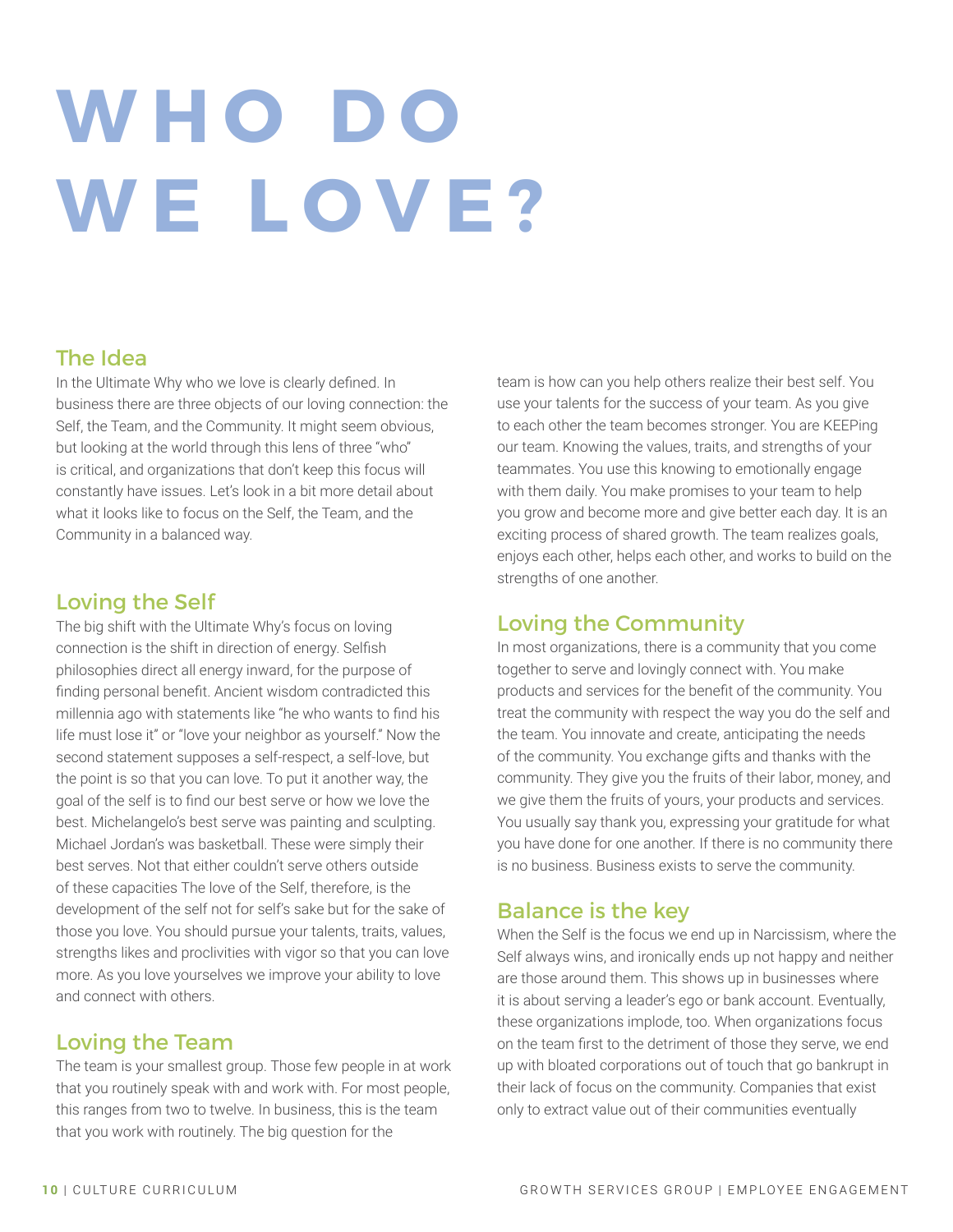# WHO DO WE LOVE?

## The Idea

In the Ultimate Why who we love is clearly defined. In business there are three objects of our loving connection: the Self, the Team, and the Community. It might seem obvious, but looking at the world through this lens of three "who" is critical, and organizations that don't keep this focus will constantly have issues. Let's look in a bit more detail about what it looks like to focus on the Self, the Team, and the Community in a balanced way.

## Loving the Self

The big shift with the Ultimate Why's focus on loving connection is the shift in direction of energy. Selfish philosophies direct all energy inward, for the purpose of finding personal benefit. Ancient wisdom contradicted this millennia ago with statements like "he who wants to find his life must lose it" or "love your neighbor as yourself." Now the second statement supposes a self-respect, a self-love, but the point is so that you can love. To put it another way, the goal of the self is to find our best serve or how we love the best. Michelangelo's best serve was painting and sculpting. Michael Jordan's was basketball. These were simply their best serves. Not that either couldn't serve others outside of these capacities The love of the Self, therefore, is the development of the self not for self's sake but for the sake of those you love. You should pursue your talents, traits, values, strengths likes and proclivities with vigor so that you can love more. As you love yourselves we improve your ability to love and connect with others.

## Loving the Team

The team is your smallest group. Those few people in at work that you routinely speak with and work with. For most people, this ranges from two to twelve. In business, this is the team that you work with routinely. The big question for the team is how can you help others realize their best self. You use your talents for the success of your team. As you give to each other the team becomes stronger. You are KEEPing our team. Knowing the values, traits, and strengths of your teammates. You use this knowing to emotionally engage with them daily. You make promises to your team to help you grow and become more and give better each day. It is an exciting process of shared growth. The team realizes goals, enjoys each other, helps each other, and works to build on the strengths of one another.

## Loving the Community

In most organizations, there is a community that you come together to serve and lovingly connect with. You make products and services for the benefit of the community. You treat the community with respect the way you do the self and the team. You innovate and create, anticipating the needs of the community. You exchange gifts and thanks with the community. They give you the fruits of their labor, money, and we give them the fruits of yours, your products and services. You usually say thank you, expressing your gratitude for what you have done for one another. If there is no community there is no business. Business exists to serve the community.

## Balance is the key

When the Self is the focus we end up in Narcissism, where the Self always wins, and ironically ends up not happy and neither are those around them. This shows up in businesses where it is about serving a leader's ego or bank account. Eventually, these organizations implode, too. When organizations focus on the team first to the detriment of those they serve, we end up with bloated corporations out of touch that go bankrupt in their lack of focus on the community. Companies that exist only to extract value out of their communities eventually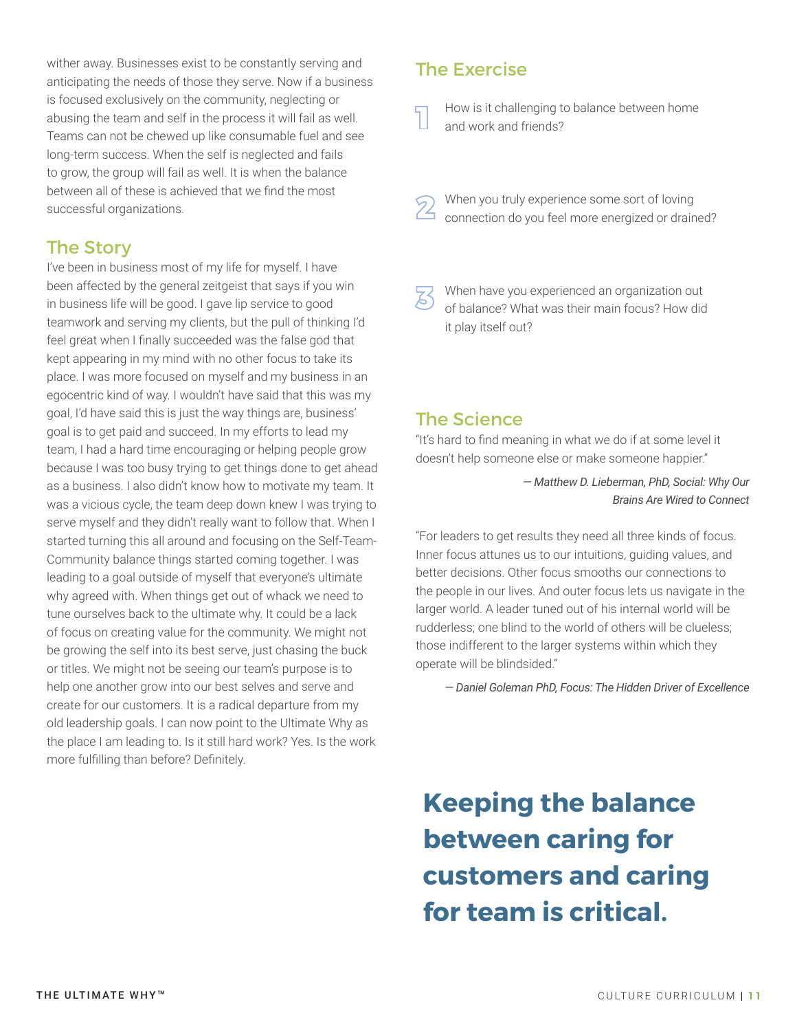wither away. Businesses exist to be constantly serving and anticipating the needs of those they serve. Now if a business is focused exclusively on the community, neglecting or abusing the team and self in the process it will fail as well. Teams can not be chewed up like consumable fuel and see long-term success. When the self is neglected and fails to grow, the group will fail as well. It is when the balance between all of these is achieved that we find the most successful organizations.

## The Story

I've been in business most of my life for myself. I have been affected by the general zeitgeist that says if you win in business life will be good. I gave lip service to good teamwork and serving my clients, but the pull of thinking I'd feel great when I finally succeeded was the false god that kept appearing in my mind with no other focus to take its place. I was more focused on myself and my business in an egocentric kind of way. I wouldn't have said that this was my goal, I'd have said this is just the way things are, business' goal is to get paid and succeed. In my efforts to lead my team, I had a hard time encouraging or helping people grow because I was too busy trying to get things done to get ahead as a business. I also didn't know how to motivate my team. It was a vicious cycle, the team deep down knew I was trying to serve myself and they didn't really want to follow that. When I started turning this all around and focusing on the Self-Team-Community balance things started coming together. I was leading to a goal outside of myself that everyone's ultimate why agreed with. When things get out of whack we need to tune ourselves back to the ultimate why. It could be a lack of focus on creating value for the community. We might not be growing the self into its best serve, just chasing the buck or titles. We might not be seeing our team's purpose is to help one another grow into our best selves and serve and create for our customers. It is a radical departure from my old leadership goals. I can now point to the Ultimate Why as the place I am leading to. Is it still hard work? Yes. Is the work more fulfilling than before? Definitely.

## The Exercise

1. How is it challenging to balance between home and work and friends?

2. When you truly experience some sort of loving connection do you feel more energized or drained?

3. When have you experienced an organization out of balance? What was their main focus? How did it play itself out?

## The Science

"It's hard to find meaning in what we do if at some level it doesn't help someone else or make someone happier."

— *Matthew D. Lieberman, PhD, Social: Why Our Brains Are Wired to Connect*

"For leaders to get results they need all three kinds of focus. Inner focus attunes us to our intuitions, guiding values, and better decisions. Other focus smooths our connections to the people in our lives. And outer focus lets us navigate in the larger world. A leader tuned out of his internal world will be rudderless; one blind to the world of others will be clueless; those indifferent to the larger systems within which they operate will be blindsided."

— *Daniel Goleman PhD, Focus: The Hidden Driver of Excellence*

**Keeping the balance between caring for customers and caring for team is critical.**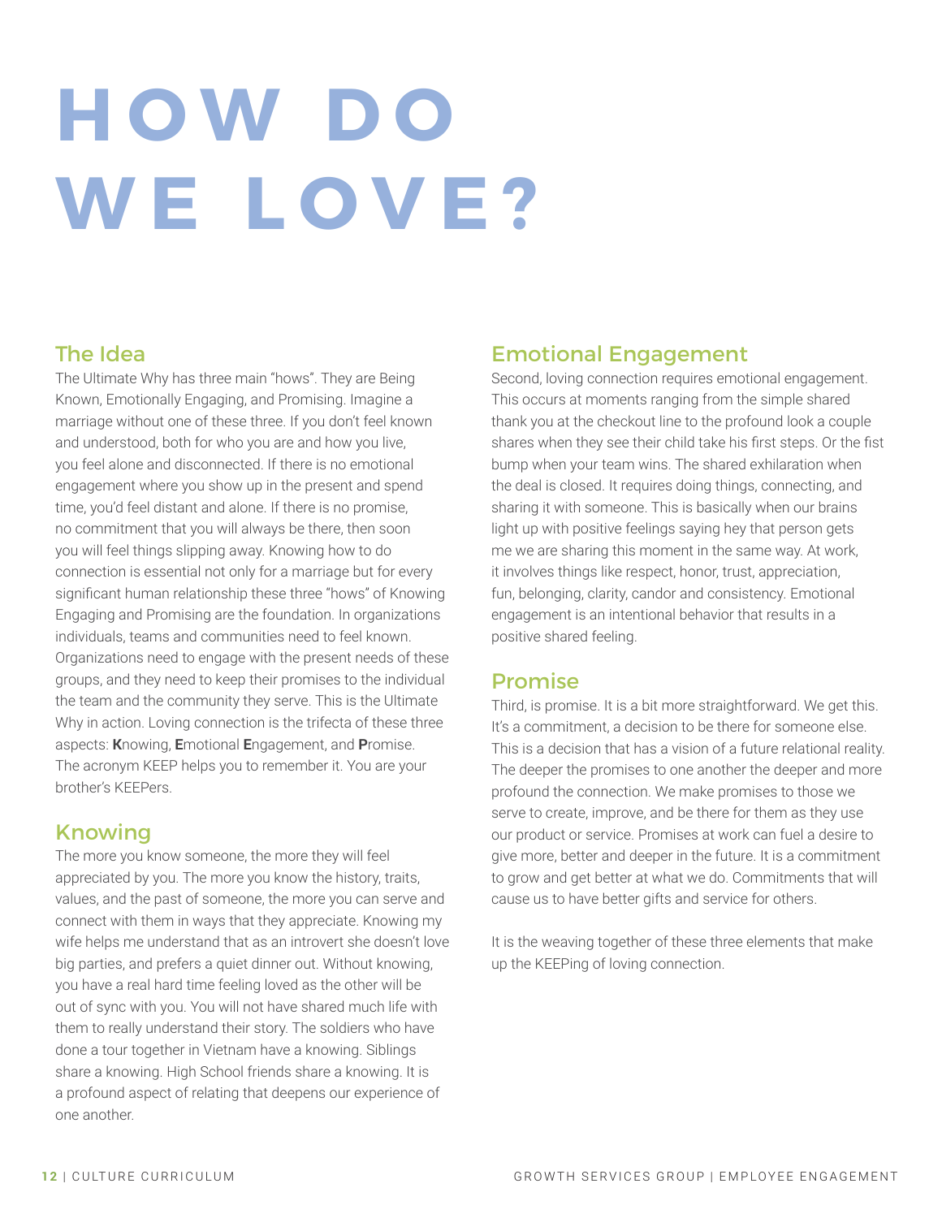# HOW DO WE LOVE?

## The Idea

The Ultimate Why has three main "hows". They are Being Known, Emotionally Engaging, and Promising. Imagine a marriage without one of these three. If you don't feel known and understood, both for who you are and how you live, you feel alone and disconnected. If there is no emotional engagement where you show up in the present and spend time, you'd feel distant and alone. If there is no promise, no commitment that you will always be there, then soon you will feel things slipping away. Knowing how to do connection is essential not only for a marriage but for every significant human relationship these three "hows" of Knowing Engaging and Promising are the foundation. In organizations individuals, teams and communities need to feel known. Organizations need to engage with the present needs of these groups, and they need to keep their promises to the individual the team and the community they serve. This is the Ultimate Why in action. Loving connection is the trifecta of these three aspects: **K**nowing, **E**motional **E**ngagement, and **P**romise. The acronym KEEP helps you to remember it. You are your brother's KEEPers.

## Knowing

The more you know someone, the more they will feel appreciated by you. The more you know the history, traits, values, and the past of someone, the more you can serve and connect with them in ways that they appreciate. Knowing my wife helps me understand that as an introvert she doesn't love big parties, and prefers a quiet dinner out. Without knowing, you have a real hard time feeling loved as the other will be out of sync with you. You will not have shared much life with them to really understand their story. The soldiers who have done a tour together in Vietnam have a knowing. Siblings share a knowing. High School friends share a knowing. It is a profound aspect of relating that deepens our experience of one another.

## Emotional Engagement

Second, loving connection requires emotional engagement. This occurs at moments ranging from the simple shared thank you at the checkout line to the profound look a couple shares when they see their child take his first steps. Or the fist bump when your team wins. The shared exhilaration when the deal is closed. It requires doing things, connecting, and sharing it with someone. This is basically when our brains light up with positive feelings saying hey that person gets me we are sharing this moment in the same way. At work, it involves things like respect, honor, trust, appreciation, fun, belonging, clarity, candor and consistency. Emotional engagement is an intentional behavior that results in a positive shared feeling.

## Promise

Third, is promise. It is a bit more straightforward. We get this. It's a commitment, a decision to be there for someone else. This is a decision that has a vision of a future relational reality. The deeper the promises to one another the deeper and more profound the connection. We make promises to those we serve to create, improve, and be there for them as they use our product or service. Promises at work can fuel a desire to give more, better and deeper in the future. It is a commitment to grow and get better at what we do. Commitments that will cause us to have better gifts and service for others.

It is the weaving together of these three elements that make up the KEEPing of loving connection.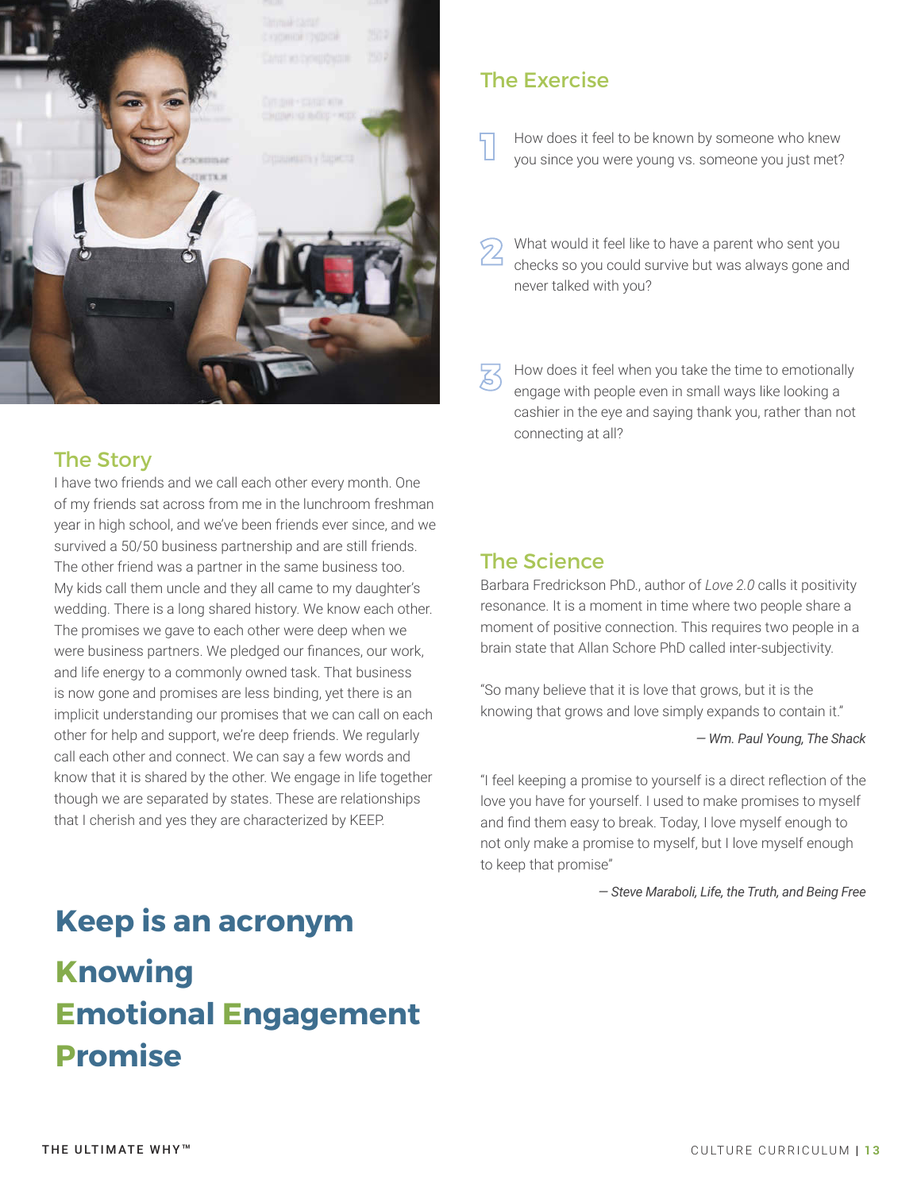## The Story

I have two friends and we call each other every month. One of my friends sat across from me in the lunchroom freshman year in high school, and we've been friends ever since, and we survived a 50/50 business partnership and are still friends. The other friend was a partner in the same business too. My kids call them uncle and they all came to my daughter's wedding. There is a long shared history. We know each other. The promises we gave to each other were deep when we were business partners. We pledged our finances, our work, and life energy to a commonly owned task. That business is now gone and promises are less binding, yet there is an implicit understanding our promises that we can call on each other for help and support, we're deep friends. We regularly call each other and connect. We can say a few words and know that it is shared by the other. We engage in life together though we are separated by states. These are relationships that I cherish and yes they are characterized by KEEP.

# Keep is an acronym

# Knowing
# Emotional Engagement
# Promise

## The Exercise

1. How does it feel to be known by someone who knew you since you were young vs. someone you just met?

2. What would it feel like to have a parent who sent you checks so you could survive but was always gone and never talked with you?

3. How does it feel when you take the time to emotionally engage with people even in small ways like looking a cashier in the eye and saying thank you, rather than not connecting at all?

## The Science

Barbara Fredrickson PhD., author of *Love 2.0* calls it positivity resonance. It is a moment in time where two people share a moment of positive connection. This requires two people in a brain state that Allan Schore PhD called inter-subjectivity.

"So many believe that it is love that grows, but it is the knowing that grows and love simply expands to contain it."

*— Wm. Paul Young, The Shack*

"I feel keeping a promise to yourself is a direct reflection of the love you have for yourself. I used to make promises to myself and find them easy to break. Today, I love myself enough to not only make a promise to myself, but I love myself enough to keep that promise"

*— Steve Maraboli, Life, the Truth, and Being Free*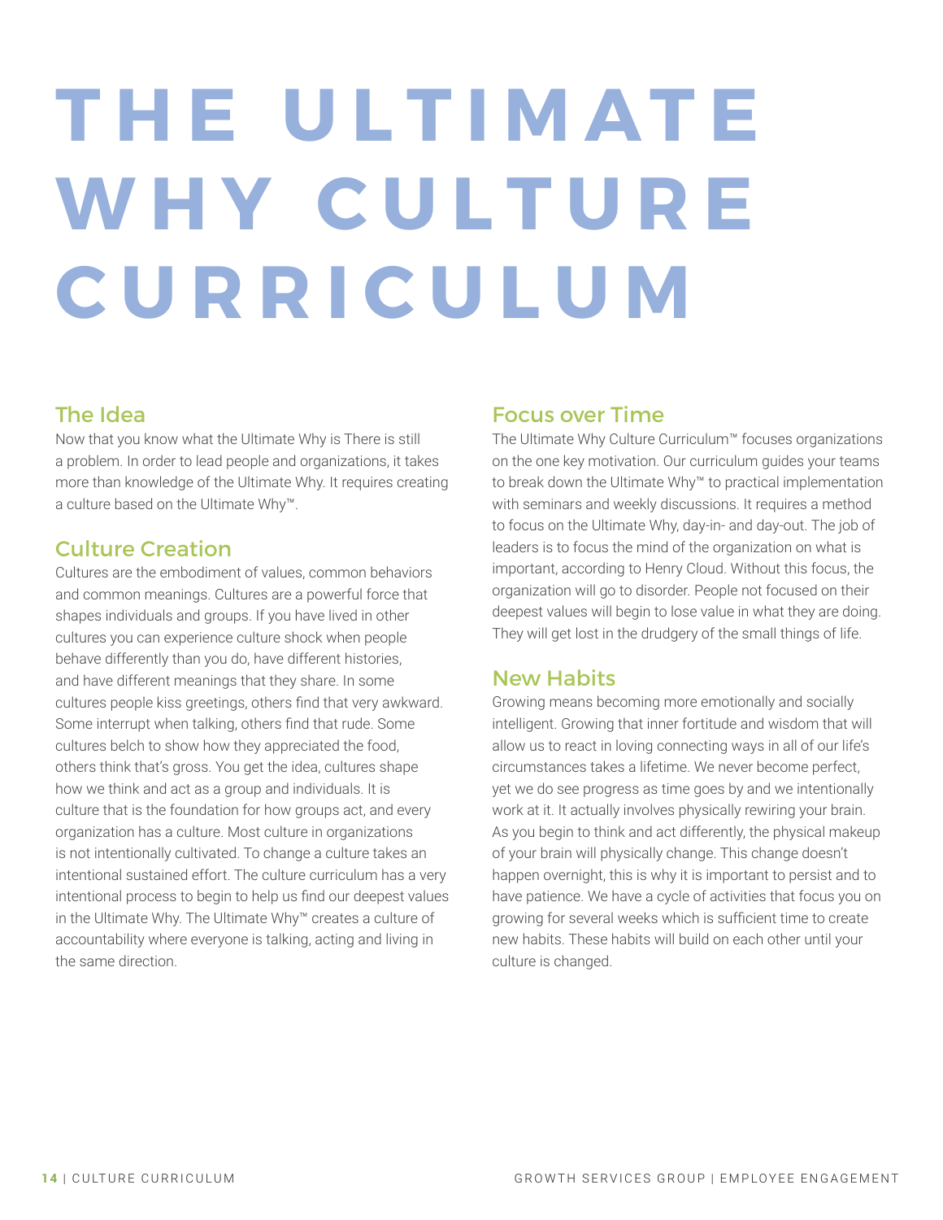# THE ULTIMATE WHY CULTURE CURRICULUM

## The Idea

Now that you know what the Ultimate Why is There is still a problem. In order to lead people and organizations, it takes more than knowledge of the Ultimate Why. It requires creating a culture based on the Ultimate Why™.

## Culture Creation

Cultures are the embodiment of values, common behaviors and common meanings. Cultures are a powerful force that shapes individuals and groups. If you have lived in other cultures you can experience culture shock when people behave differently than you do, have different histories, and have different meanings that they share. In some cultures people kiss greetings, others find that very awkward. Some interrupt when talking, others find that rude. Some cultures belch to show how they appreciated the food, others think that's gross. You get the idea, cultures shape how we think and act as a group and individuals. It is culture that is the foundation for how groups act, and every organization has a culture. Most culture in organizations is not intentionally cultivated. To change a culture takes an intentional sustained effort. The culture curriculum has a very intentional process to begin to help us find our deepest values in the Ultimate Why. The Ultimate Why™ creates a culture of accountability where everyone is talking, acting and living in the same direction.

## Focus over Time

The Ultimate Why Culture Curriculum™ focuses organizations on the one key motivation. Our curriculum guides your teams to break down the Ultimate Why™ to practical implementation with seminars and weekly discussions. It requires a method to focus on the Ultimate Why, day-in- and day-out. The job of leaders is to focus the mind of the organization on what is important, according to Henry Cloud. Without this focus, the organization will go to disorder. People not focused on their deepest values will begin to lose value in what they are doing. They will get lost in the drudgery of the small things of life.

## New Habits

Growing means becoming more emotionally and socially intelligent. Growing that inner fortitude and wisdom that will allow us to react in loving connecting ways in all of our life's circumstances takes a lifetime. We never become perfect, yet we do see progress as time goes by and we intentionally work at it. It actually involves physically rewiring your brain. As you begin to think and act differently, the physical makeup of your brain will physically change. This change doesn't happen overnight, this is why it is important to persist and to have patience. We have a cycle of activities that focus you on growing for several weeks which is sufficient time to create new habits. These habits will build on each other until your culture is changed.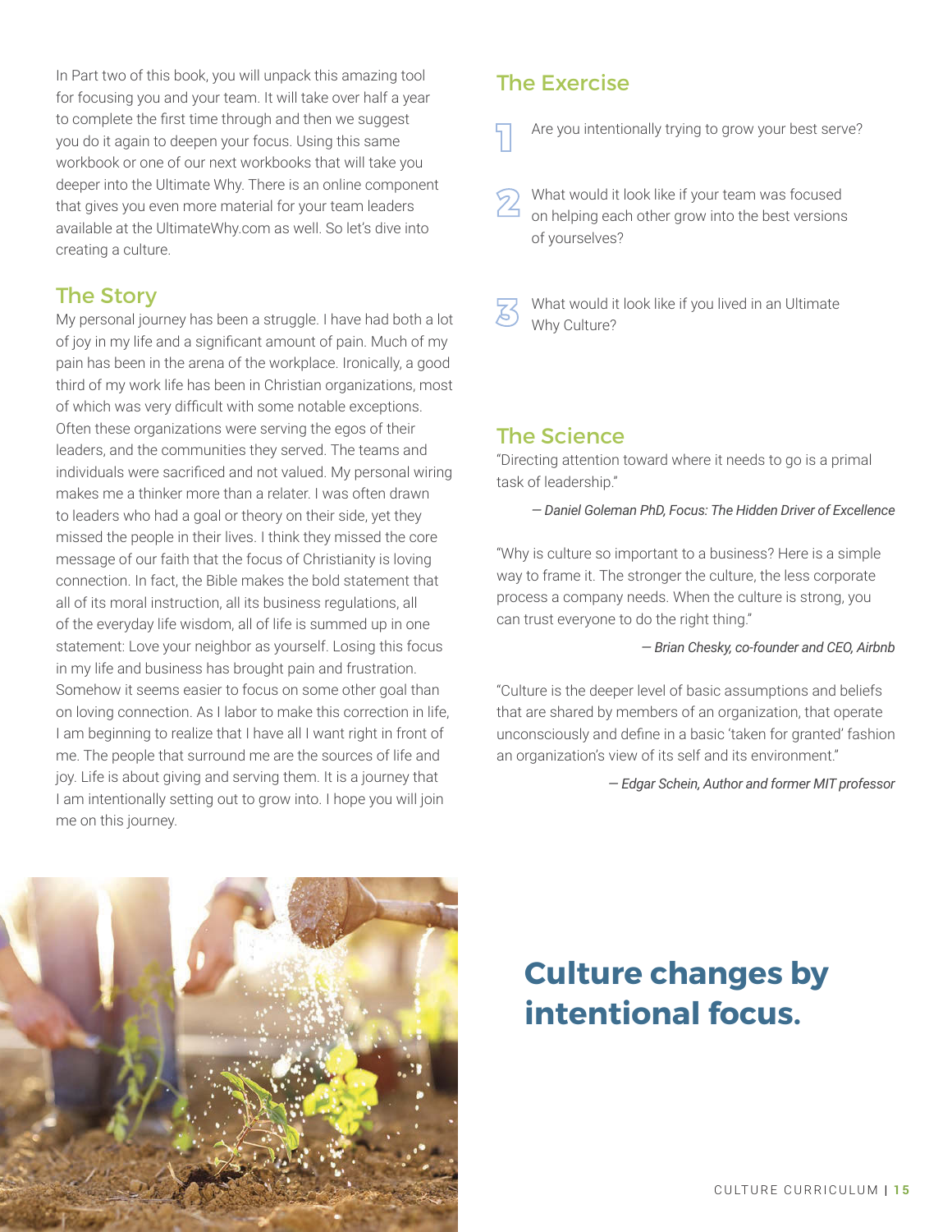In Part two of this book, you will unpack this amazing tool for focusing you and your team. It will take over half a year to complete the first time through and then we suggest you do it again to deepen your focus. Using this same workbook or one of our next workbooks that will take you deeper into the Ultimate Why. There is an online component that gives you even more material for your team leaders available at the UltimateWhy.com as well. So let's dive into creating a culture.

## The Story

My personal journey has been a struggle. I have had both a lot of joy in my life and a significant amount of pain. Much of my pain has been in the arena of the workplace. Ironically, a good third of my work life has been in Christian organizations, most of which was very difficult with some notable exceptions. Often these organizations were serving the egos of their leaders, and the communities they served. The teams and individuals were sacrificed and not valued. My personal wiring makes me a thinker more than a relater. I was often drawn to leaders who had a goal or theory on their side, yet they missed the people in their lives. I think they missed the core message of our faith that the focus of Christianity is loving connection. In fact, the Bible makes the bold statement that all of its moral instruction, all its business regulations, all of the everyday life wisdom, all of life is summed up in one statement: Love your neighbor as yourself. Losing this focus in my life and business has brought pain and frustration. Somehow it seems easier to focus on some other goal than on loving connection. As I labor to make this correction in life, I am beginning to realize that I have all I want right in front of me. The people that surround me are the sources of life and joy. Life is about giving and serving them. It is a journey that I am intentionally setting out to grow into. I hope you will join me on this journey.

## The Exercise

1. Are you intentionally trying to grow your best serve?
2. What would it look like if your team was focused on helping each other grow into the best versions of yourselves?
3. What would it look like if you lived in an Ultimate Why Culture?

## The Science

"Directing attention toward where it needs to go is a primal task of leadership."

*— Daniel Goleman PhD, Focus: The Hidden Driver of Excellence*

"Why is culture so important to a business? Here is a simple way to frame it. The stronger the culture, the less corporate process a company needs. When the culture is strong, you can trust everyone to do the right thing."

*— Brian Chesky, co-founder and CEO, Airbnb*

"Culture is the deeper level of basic assumptions and beliefs that are shared by members of an organization, that operate unconsciously and define in a basic 'taken for granted' fashion an organization's view of its self and its environment."

*— Edgar Schein, Author and former MIT professor*

**Culture changes by intentional focus.**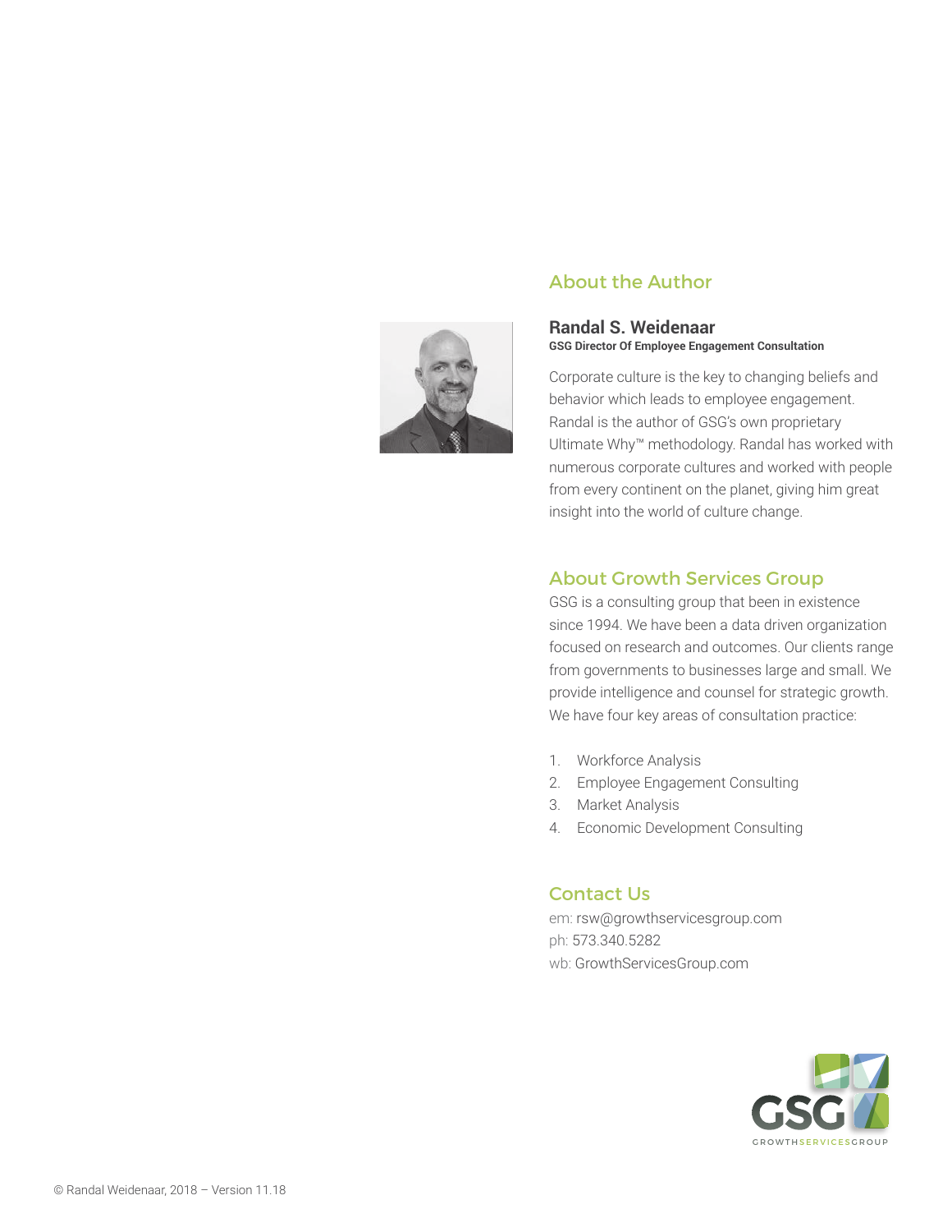## About the Author

**Randal S. Weidenaar**
**GSG Director Of Employee Engagement Consultation**

Corporate culture is the key to changing beliefs and behavior which leads to employee engagement. Randal is the author of GSG's own proprietary Ultimate Why™ methodology. Randal has worked with numerous corporate cultures and worked with people from every continent on the planet, giving him great insight into the world of culture change.

## About Growth Services Group

GSG is a consulting group that been in existence since 1994. We have been a data driven organization focused on research and outcomes. Our clients range from governments to businesses large and small. We provide intelligence and counsel for strategic growth. We have four key areas of consultation practice:

1. Workforce Analysis
2. Employee Engagement Consulting
3. Market Analysis
4. Economic Development Consulting

## Contact Us

em: rsw@growthservicesgroup.com
ph: 573.340.5282
wb: GrowthServicesGroup.com

GSG
GROWTHSERVICESGROUP

© Randal Weidenaar, 2018 – Version 11.18